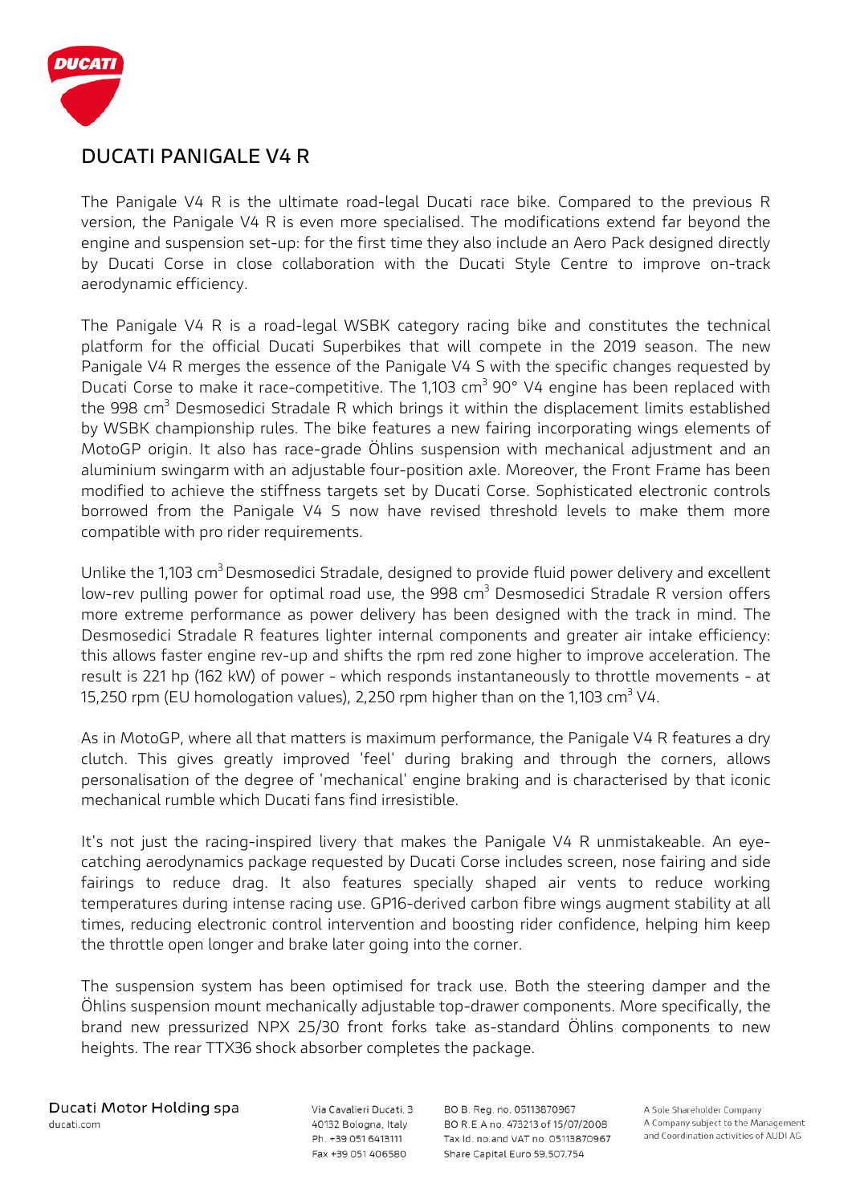# DUCATI PANIGALE V4 R

The Panigale V4 R is the ultimate road-legal Ducati race bike. Compared to the previous R version, the Panigale V4 R is even more specialised. The modifications extend far beyond the engine and suspension set-up: for the first time they also include an Aero Pack designed directly by Ducati Corse in close collaboration with the Ducati Style Centre to improve on-track aerodynamic efficiency.

The Panigale V4 R is a road-legal WSBK category racing bike and constitutes the technical platform for the official Ducati Superbikes that will compete in the 2019 season. The new Panigale V4 R merges the essence of the Panigale V4 S with the specific changes requested by Ducati Corse to make it race-competitive. The 1,103 $cm^3$ 90° V4 engine has been replaced with the 998 $cm^3$ Desmosedici Stradale R which brings it within the displacement limits established by WSBK championship rules. The bike features a new fairing incorporating wings elements of MotoGP origin. It also has race-grade Öhlins suspension with mechanical adjustment and an aluminium swingarm with an adjustable four-position axle. Moreover, the Front Frame has been modified to achieve the stiffness targets set by Ducati Corse. Sophisticated electronic controls borrowed from the Panigale V4 S now have revised threshold levels to make them more compatible with pro rider requirements.

Unlike the 1,103 $cm^3$ Desmosedici Stradale, designed to provide fluid power delivery and excellent low-rev pulling power for optimal road use, the 998 $cm^3$ Desmosedici Stradale R version offers more extreme performance as power delivery has been designed with the track in mind. The Desmosedici Stradale R features lighter internal components and greater air intake efficiency: this allows faster engine rev-up and shifts the rpm red zone higher to improve acceleration. The result is 221 hp (162 kW) of power - which responds instantaneously to throttle movements - at 15,250 rpm (EU homologation values), 2,250 rpm higher than on the 1,103 $cm^3$ V4.

As in MotoGP, where all that matters is maximum performance, the Panigale V4 R features a dry clutch. This gives greatly improved 'feel' during braking and through the corners, allows personalisation of the degree of 'mechanical' engine braking and is characterised by that iconic mechanical rumble which Ducati fans find irresistible.

It's not just the racing-inspired livery that makes the Panigale V4 R unmistakeable. An eye-catching aerodynamics package requested by Ducati Corse includes screen, nose fairing and side fairings to reduce drag. It also features specially shaped air vents to reduce working temperatures during intense racing use. GP16-derived carbon fibre wings augment stability at all times, reducing electronic control intervention and boosting rider confidence, helping him keep the throttle open longer and brake later going into the corner.

The suspension system has been optimised for track use. Both the steering damper and the Öhlins suspension mount mechanically adjustable top-drawer components. More specifically, the brand new pressurized NPX 25/30 front forks take as-standard Öhlins components to new heights. The rear TTX36 shock absorber completes the package.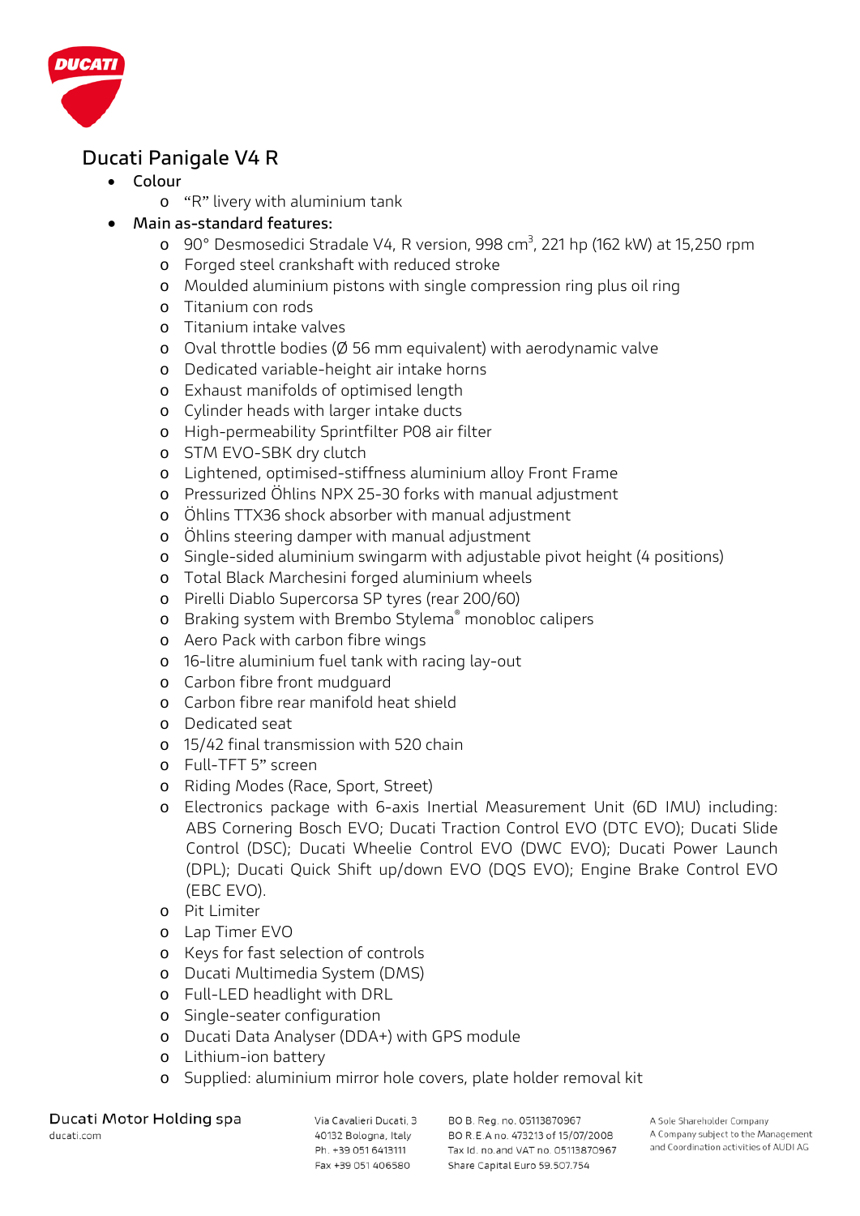## Ducati Panigale V4 R

- Colour
  - “R” livery with aluminium tank
- Main as-standard features:
  - 90° Desmosedici Stradale V4, R version, 998 $cm^3$, 221 hp (162 kW) at 15,250 rpm
  - Forged steel crankshaft with reduced stroke
  - Moulded aluminium pistons with single compression ring plus oil ring
  - Titanium con rods
  - Titanium intake valves
  - Oval throttle bodies (Ø 56 mm equivalent) with aerodynamic valve
  - Dedicated variable-height air intake horns
  - Exhaust manifolds of optimised length
  - Cylinder heads with larger intake ducts
  - High-permeability Sprintfilter P08 air filter
  - STM EVO-SBK dry clutch
  - Lightened, optimised-stiffness aluminium alloy Front Frame
  - Pressurized Öhlins NPX 25-30 forks with manual adjustment
  - Öhlins TTX36 shock absorber with manual adjustment
  - Öhlins steering damper with manual adjustment
  - Single-sided aluminium swingarm with adjustable pivot height (4 positions)
  - Total Black Marchesini forged aluminium wheels
  - Pirelli Diablo Supercorsa SP tyres (rear 200/60)
  - Braking system with Brembo Stylema® monobloc calipers
  - Aero Pack with carbon fibre wings
  - 16-litre aluminium fuel tank with racing lay-out
  - Carbon fibre front mudguard
  - Carbon fibre rear manifold heat shield
  - Dedicated seat
  - 15/42 final transmission with 520 chain
  - Full-TFT 5” screen
  - Riding Modes (Race, Sport, Street)
  - Electronics package with 6-axis Inertial Measurement Unit (6D IMU) including: ABS Cornering Bosch EVO; Ducati Traction Control EVO (DTC EVO); Ducati Slide Control (DSC); Ducati Wheelie Control EVO (DWC EVO); Ducati Power Launch (DPL); Ducati Quick Shift up/down EVO (DQS EVO); Engine Brake Control EVO (EBC EVO).
  - Pit Limiter
  - Lap Timer EVO
  - Keys for fast selection of controls
  - Ducati Multimedia System (DMS)
  - Full-LED headlight with DRL
  - Single-seater configuration
  - Ducati Data Analyser (DDA+) with GPS module
  - Lithium-ion battery
  - Supplied: aluminium mirror hole covers, plate holder removal kit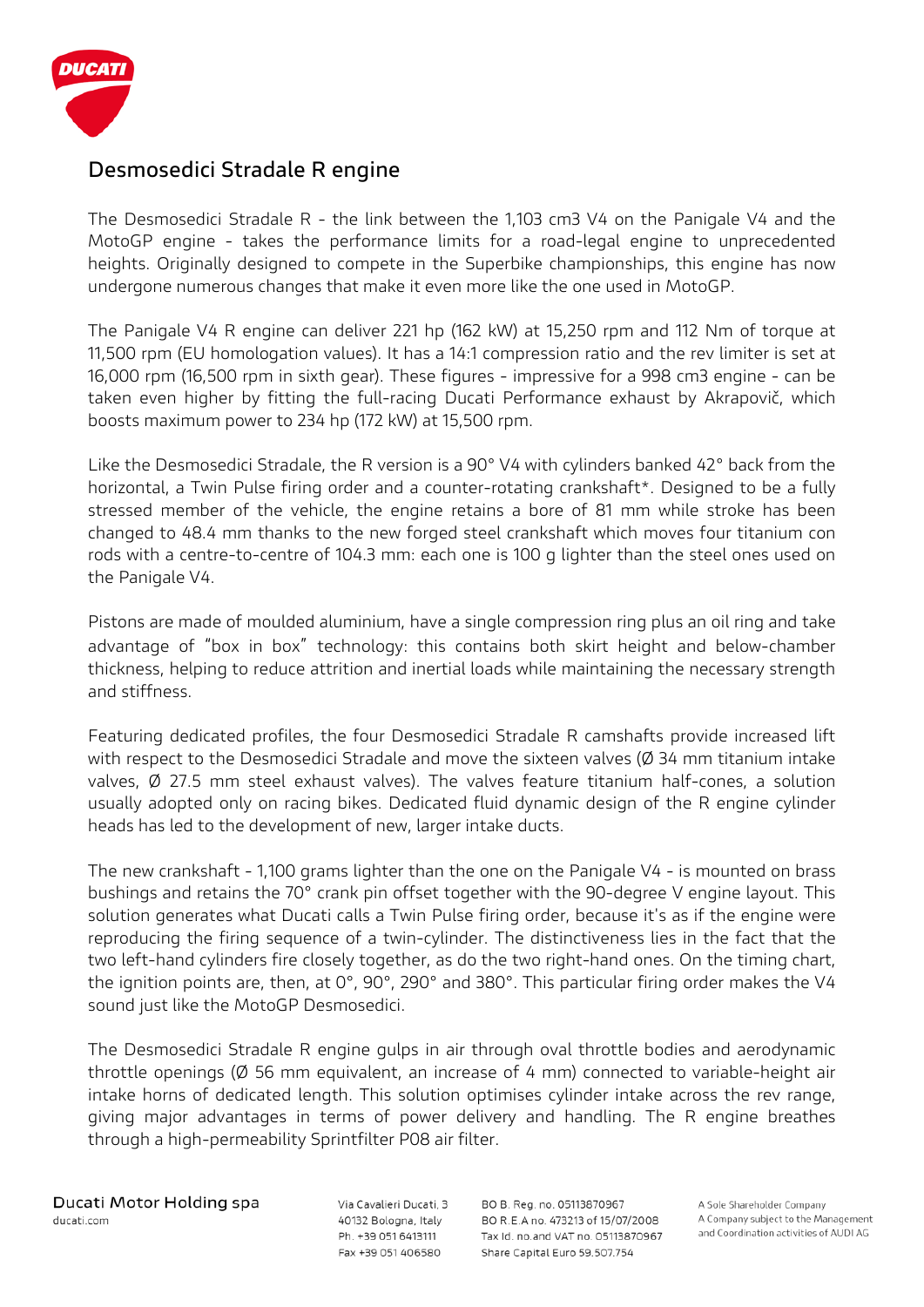## Desmosedici Stradale R engine

The Desmosedici Stradale R - the link between the 1,103 cm3 V4 on the Panigale V4 and the MotoGP engine - takes the performance limits for a road-legal engine to unprecedented heights. Originally designed to compete in the Superbike championships, this engine has now undergone numerous changes that make it even more like the one used in MotoGP.

The Panigale V4 R engine can deliver 221 hp (162 kW) at 15,250 rpm and 112 Nm of torque at 11,500 rpm (EU homologation values). It has a 14:1 compression ratio and the rev limiter is set at 16,000 rpm (16,500 rpm in sixth gear). These figures - impressive for a 998 cm3 engine - can be taken even higher by fitting the full-racing Ducati Performance exhaust by Akrapovič, which boosts maximum power to 234 hp (172 kW) at 15,500 rpm.

Like the Desmosedici Stradale, the R version is a 90° V4 with cylinders banked 42° back from the horizontal, a Twin Pulse firing order and a counter-rotating crankshaft*. Designed to be a fully stressed member of the vehicle, the engine retains a bore of 81 mm while stroke has been changed to 48.4 mm thanks to the new forged steel crankshaft which moves four titanium con rods with a centre-to-centre of 104.3 mm: each one is 100 g lighter than the steel ones used on the Panigale V4.

Pistons are made of moulded aluminium, have a single compression ring plus an oil ring and take advantage of "box in box" technology: this contains both skirt height and below-chamber thickness, helping to reduce attrition and inertial loads while maintaining the necessary strength and stiffness.

Featuring dedicated profiles, the four Desmosedici Stradale R camshafts provide increased lift with respect to the Desmosedici Stradale and move the sixteen valves (Ø 34 mm titanium intake valves, Ø 27.5 mm steel exhaust valves). The valves feature titanium half-cones, a solution usually adopted only on racing bikes. Dedicated fluid dynamic design of the R engine cylinder heads has led to the development of new, larger intake ducts.

The new crankshaft - 1,100 grams lighter than the one on the Panigale V4 - is mounted on brass bushings and retains the 70° crank pin offset together with the 90-degree V engine layout. This solution generates what Ducati calls a Twin Pulse firing order, because it's as if the engine were reproducing the firing sequence of a twin-cylinder. The distinctiveness lies in the fact that the two left-hand cylinders fire closely together, as do the two right-hand ones. On the timing chart, the ignition points are, then, at 0°, 90°, 290° and 380°. This particular firing order makes the V4 sound just like the MotoGP Desmosedici.

The Desmosedici Stradale R engine gulps in air through oval throttle bodies and aerodynamic throttle openings (Ø 56 mm equivalent, an increase of 4 mm) connected to variable-height air intake horns of dedicated length. This solution optimises cylinder intake across the rev range, giving major advantages in terms of power delivery and handling. The R engine breathes through a high-permeability Sprintfilter P08 air filter.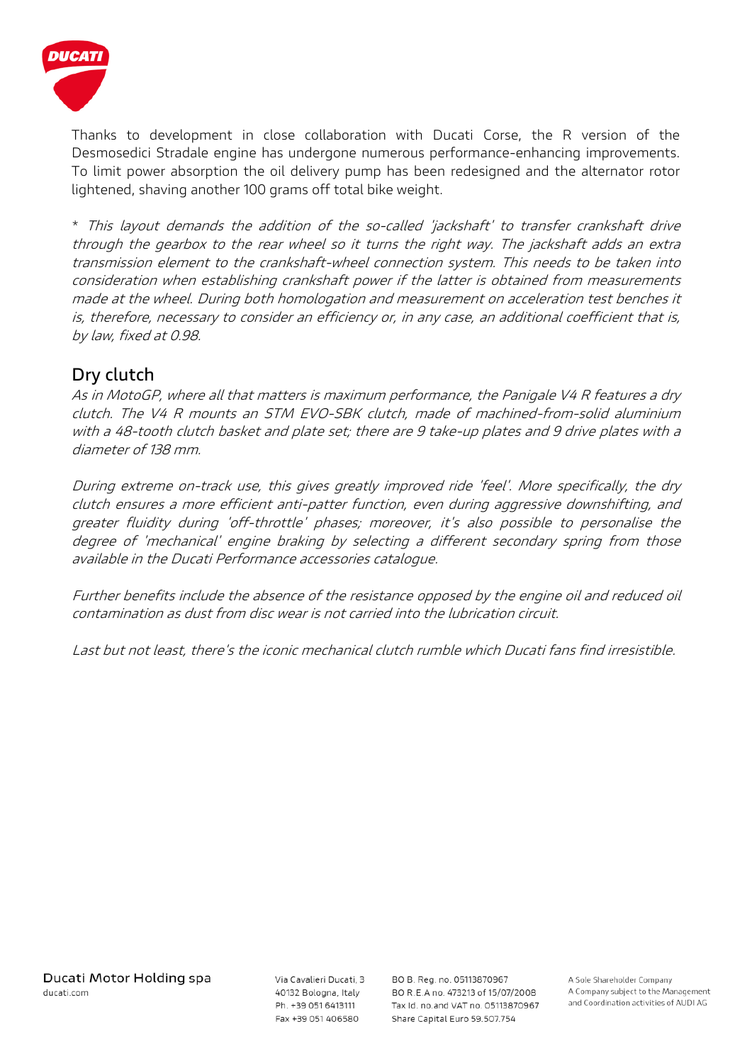Thanks to development in close collaboration with Ducati Corse, the R version of the Desmosedici Stradale engine has undergone numerous performance-enhancing improvements. To limit power absorption the oil delivery pump has been redesigned and the alternator rotor lightened, shaving another 100 grams off total bike weight.

*\* This layout demands the addition of the so-called 'jackshaft' to transfer crankshaft drive through the gearbox to the rear wheel so it turns the right way. The jackshaft adds an extra transmission element to the crankshaft-wheel connection system. This needs to be taken into consideration when establishing crankshaft power if the latter is obtained from measurements made at the wheel. During both homologation and measurement on acceleration test benches it is, therefore, necessary to consider an efficiency or, in any case, an additional coefficient that is, by law, fixed at 0.98.*

## Dry clutch

*As in MotoGP, where all that matters is maximum performance, the Panigale V4 R features a dry clutch. The V4 R mounts an STM EVO-SBK clutch, made of machined-from-solid aluminium with a 48-tooth clutch basket and plate set; there are 9 take-up plates and 9 drive plates with a diameter of 138 mm.*

*During extreme on-track use, this gives greatly improved ride 'feel'. More specifically, the dry clutch ensures a more efficient anti-patter function, even during aggressive downshifting, and greater fluidity during 'off-throttle' phases; moreover, it's also possible to personalise the degree of 'mechanical' engine braking by selecting a different secondary spring from those available in the Ducati Performance accessories catalogue.*

*Further benefits include the absence of the resistance opposed by the engine oil and reduced oil contamination as dust from disc wear is not carried into the lubrication circuit.*

*Last but not least, there's the iconic mechanical clutch rumble which Ducati fans find irresistible.*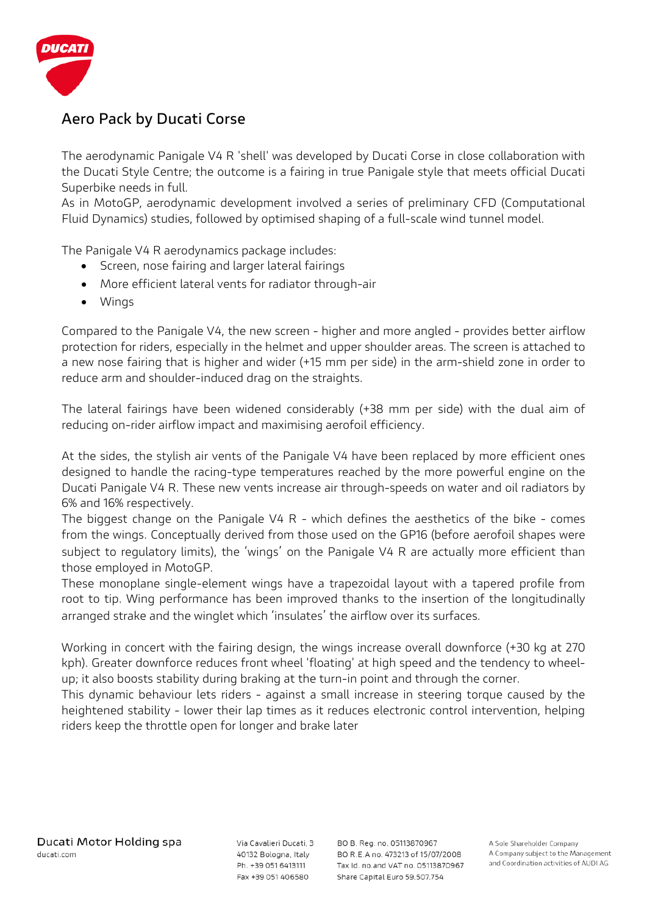## Aero Pack by Ducati Corse

The aerodynamic Panigale V4 R 'shell' was developed by Ducati Corse in close collaboration with the Ducati Style Centre; the outcome is a fairing in true Panigale style that meets official Ducati Superbike needs in full.
As in MotoGP, aerodynamic development involved a series of preliminary CFD (Computational Fluid Dynamics) studies, followed by optimised shaping of a full-scale wind tunnel model.

The Panigale V4 R aerodynamics package includes:

- Screen, nose fairing and larger lateral fairings
- More efficient lateral vents for radiator through-air
- Wings

Compared to the Panigale V4, the new screen - higher and more angled - provides better airflow protection for riders, especially in the helmet and upper shoulder areas. The screen is attached to a new nose fairing that is higher and wider (+15 mm per side) in the arm-shield zone in order to reduce arm and shoulder-induced drag on the straights.

The lateral fairings have been widened considerably (+38 mm per side) with the dual aim of reducing on-rider airflow impact and maximising aerofoil efficiency.

At the sides, the stylish air vents of the Panigale V4 have been replaced by more efficient ones designed to handle the racing-type temperatures reached by the more powerful engine on the Ducati Panigale V4 R. These new vents increase air through-speeds on water and oil radiators by 6% and 16% respectively.
The biggest change on the Panigale V4 R - which defines the aesthetics of the bike - comes from the wings. Conceptually derived from those used on the GP16 (before aerofoil shapes were subject to regulatory limits), the 'wings' on the Panigale V4 R are actually more efficient than those employed in MotoGP.
These monoplane single-element wings have a trapezoidal layout with a tapered profile from root to tip. Wing performance has been improved thanks to the insertion of the longitudinally arranged strake and the winglet which 'insulates' the airflow over its surfaces.

Working in concert with the fairing design, the wings increase overall downforce (+30 kg at 270 kph). Greater downforce reduces front wheel 'floating' at high speed and the tendency to wheel-up; it also boosts stability during braking at the turn-in point and through the corner.
This dynamic behaviour lets riders - against a small increase in steering torque caused by the heightened stability - lower their lap times as it reduces electronic control intervention, helping riders keep the throttle open for longer and brake later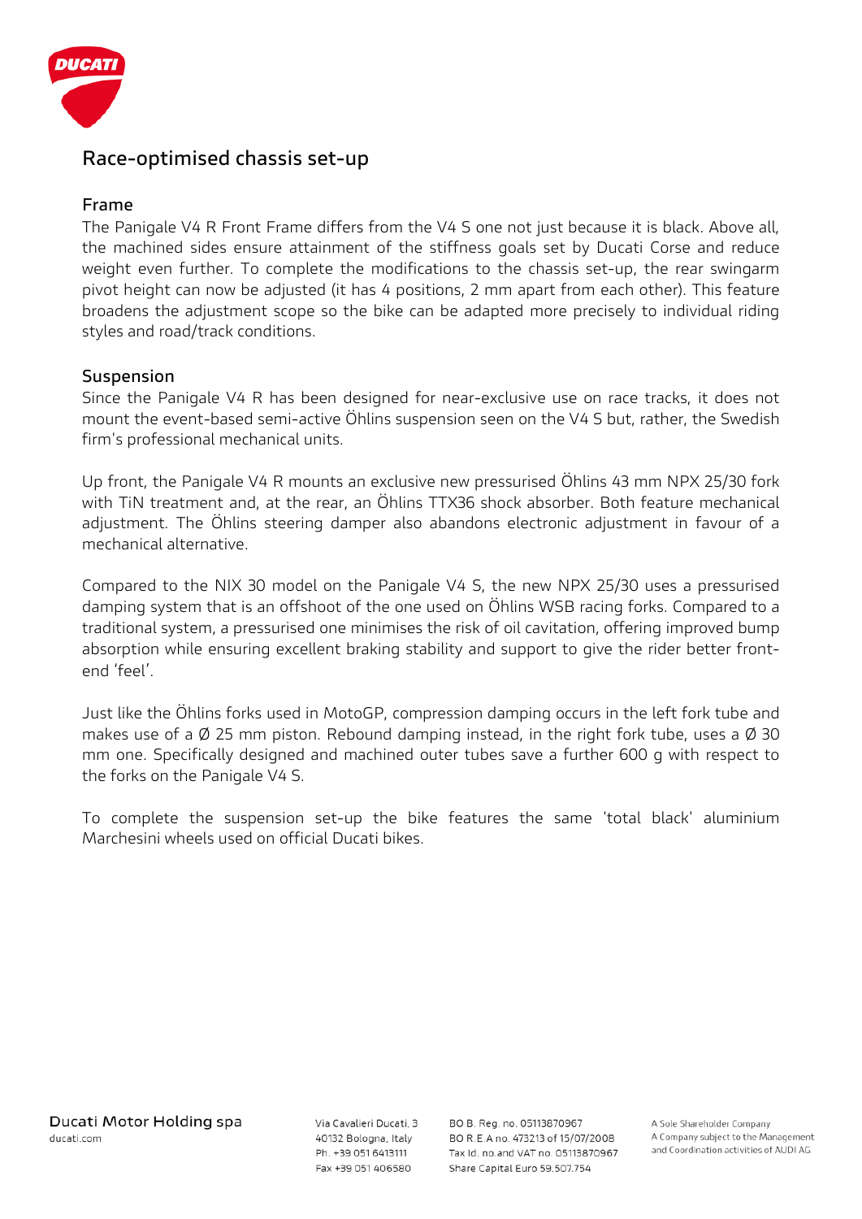## Race-optimised chassis set-up

### Frame

The Panigale V4 R Front Frame differs from the V4 S one not just because it is black. Above all, the machined sides ensure attainment of the stiffness goals set by Ducati Corse and reduce weight even further. To complete the modifications to the chassis set-up, the rear swingarm pivot height can now be adjusted (it has 4 positions, 2 mm apart from each other). This feature broadens the adjustment scope so the bike can be adapted more precisely to individual riding styles and road/track conditions.

### Suspension

Since the Panigale V4 R has been designed for near-exclusive use on race tracks, it does not mount the event-based semi-active Öhlins suspension seen on the V4 S but, rather, the Swedish firm's professional mechanical units.

Up front, the Panigale V4 R mounts an exclusive new pressurised Öhlins 43 mm NPX 25/30 fork with TiN treatment and, at the rear, an Öhlins TTX36 shock absorber. Both feature mechanical adjustment. The Öhlins steering damper also abandons electronic adjustment in favour of a mechanical alternative.

Compared to the NIX 30 model on the Panigale V4 S, the new NPX 25/30 uses a pressurised damping system that is an offshoot of the one used on Öhlins WSB racing forks. Compared to a traditional system, a pressurised one minimises the risk of oil cavitation, offering improved bump absorption while ensuring excellent braking stability and support to give the rider better front-end 'feel'.

Just like the Öhlins forks used in MotoGP, compression damping occurs in the left fork tube and makes use of a Ø 25 mm piston. Rebound damping instead, in the right fork tube, uses a Ø 30 mm one. Specifically designed and machined outer tubes save a further 600 g with respect to the forks on the Panigale V4 S.

To complete the suspension set-up the bike features the same 'total black' aluminium Marchesini wheels used on official Ducati bikes.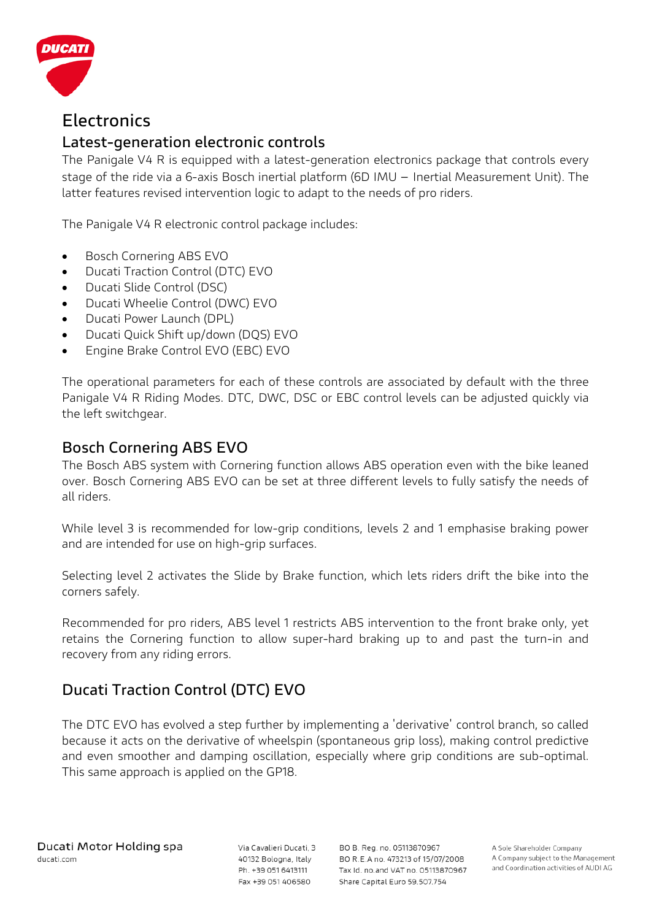# Electronics

## Latest-generation electronic controls

The Panigale V4 R is equipped with a latest-generation electronics package that controls every stage of the ride via a 6-axis Bosch inertial platform (6D IMU – Inertial Measurement Unit). The latter features revised intervention logic to adapt to the needs of pro riders.

The Panigale V4 R electronic control package includes:

- Bosch Cornering ABS EVO
- Ducati Traction Control (DTC) EVO
- Ducati Slide Control (DSC)
- Ducati Wheelie Control (DWC) EVO
- Ducati Power Launch (DPL)
- Ducati Quick Shift up/down (DQS) EVO
- Engine Brake Control EVO (EBC) EVO

The operational parameters for each of these controls are associated by default with the three Panigale V4 R Riding Modes. DTC, DWC, DSC or EBC control levels can be adjusted quickly via the left switchgear.

## Bosch Cornering ABS EVO

The Bosch ABS system with Cornering function allows ABS operation even with the bike leaned over. Bosch Cornering ABS EVO can be set at three different levels to fully satisfy the needs of all riders.

While level 3 is recommended for low-grip conditions, levels 2 and 1 emphasise braking power and are intended for use on high-grip surfaces.

Selecting level 2 activates the Slide by Brake function, which lets riders drift the bike into the corners safely.

Recommended for pro riders, ABS level 1 restricts ABS intervention to the front brake only, yet retains the Cornering function to allow super-hard braking up to and past the turn-in and recovery from any riding errors.

## Ducati Traction Control (DTC) EVO

The DTC EVO has evolved a step further by implementing a 'derivative' control branch, so called because it acts on the derivative of wheelspin (spontaneous grip loss), making control predictive and even smoother and damping oscillation, especially where grip conditions are sub-optimal. This same approach is applied on the GP18.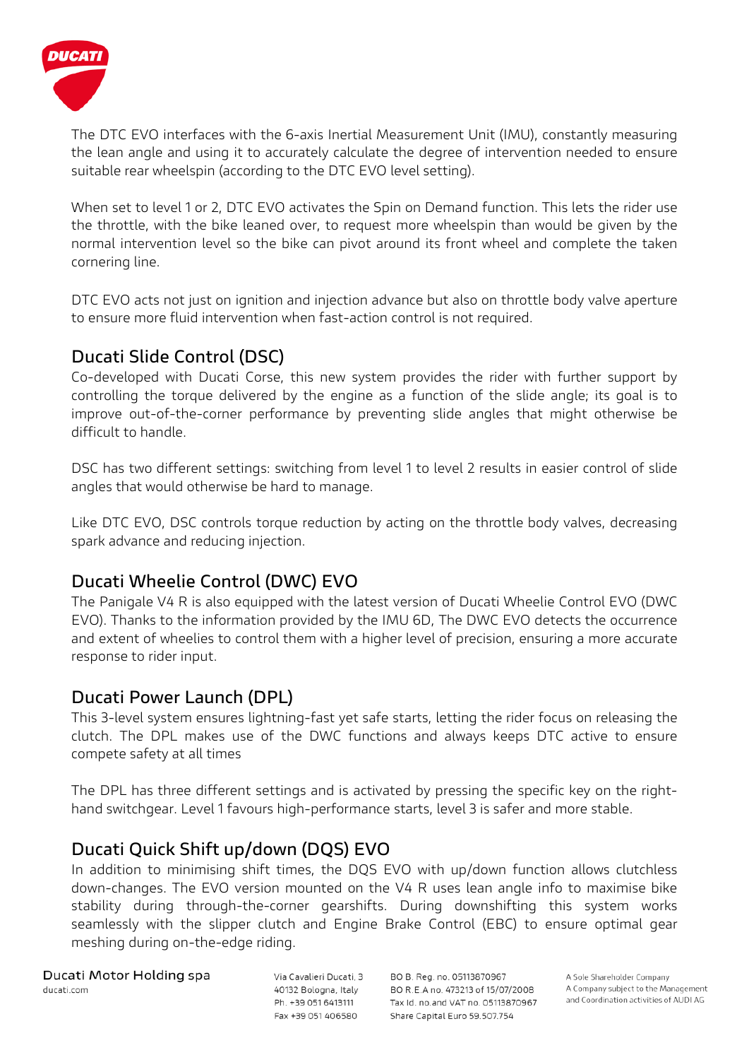The DTC EVO interfaces with the 6-axis Inertial Measurement Unit (IMU), constantly measuring the lean angle and using it to accurately calculate the degree of intervention needed to ensure suitable rear wheelspin (according to the DTC EVO level setting).

When set to level 1 or 2, DTC EVO activates the Spin on Demand function. This lets the rider use the throttle, with the bike leaned over, to request more wheelspin than would be given by the normal intervention level so the bike can pivot around its front wheel and complete the taken cornering line.

DTC EVO acts not just on ignition and injection advance but also on throttle body valve aperture to ensure more fluid intervention when fast-action control is not required.

## Ducati Slide Control (DSC)

Co-developed with Ducati Corse, this new system provides the rider with further support by controlling the torque delivered by the engine as a function of the slide angle; its goal is to improve out-of-the-corner performance by preventing slide angles that might otherwise be difficult to handle.

DSC has two different settings: switching from level 1 to level 2 results in easier control of slide angles that would otherwise be hard to manage.

Like DTC EVO, DSC controls torque reduction by acting on the throttle body valves, decreasing spark advance and reducing injection.

## Ducati Wheelie Control (DWC) EVO

The Panigale V4 R is also equipped with the latest version of Ducati Wheelie Control EVO (DWC EVO). Thanks to the information provided by the IMU 6D, The DWC EVO detects the occurrence and extent of wheelies to control them with a higher level of precision, ensuring a more accurate response to rider input.

## Ducati Power Launch (DPL)

This 3-level system ensures lightning-fast yet safe starts, letting the rider focus on releasing the clutch. The DPL makes use of the DWC functions and always keeps DTC active to ensure compete safety at all times

The DPL has three different settings and is activated by pressing the specific key on the right-hand switchgear. Level 1 favours high-performance starts, level 3 is safer and more stable.

## Ducati Quick Shift up/down (DQS) EVO

In addition to minimising shift times, the DQS EVO with up/down function allows clutchless down-changes. The EVO version mounted on the V4 R uses lean angle info to maximise bike stability during through-the-corner gearshifts. During downshifting this system works seamlessly with the slipper clutch and Engine Brake Control (EBC) to ensure optimal gear meshing during on-the-edge riding.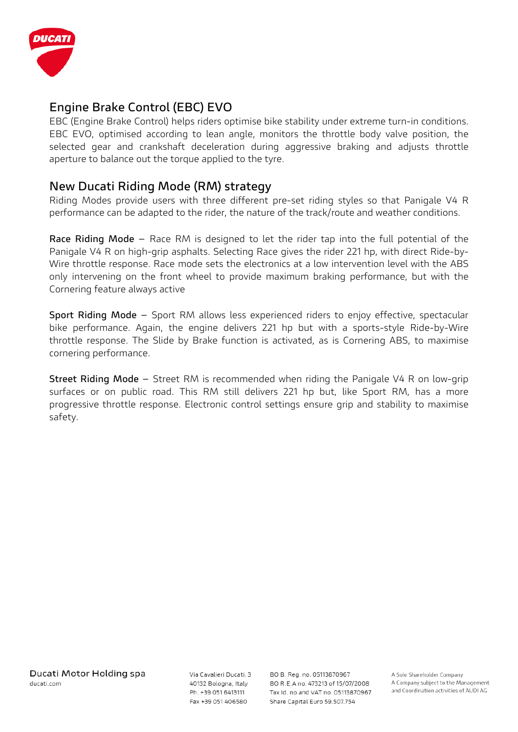## Engine Brake Control (EBC) EVO

EBC (Engine Brake Control) helps riders optimise bike stability under extreme turn-in conditions. EBC EVO, optimised according to lean angle, monitors the throttle body valve position, the selected gear and crankshaft deceleration during aggressive braking and adjusts throttle aperture to balance out the torque applied to the tyre.

## New Ducati Riding Mode (RM) strategy

Riding Modes provide users with three different pre-set riding styles so that Panigale V4 R performance can be adapted to the rider, the nature of the track/route and weather conditions.

**Race Riding Mode** – Race RM is designed to let the rider tap into the full potential of the Panigale V4 R on high-grip asphalts. Selecting Race gives the rider 221 hp, with direct Ride-by-Wire throttle response. Race mode sets the electronics at a low intervention level with the ABS only intervening on the front wheel to provide maximum braking performance, but with the Cornering feature always active

**Sport Riding Mode** – Sport RM allows less experienced riders to enjoy effective, spectacular bike performance. Again, the engine delivers 221 hp but with a sports-style Ride-by-Wire throttle response. The Slide by Brake function is activated, as is Cornering ABS, to maximise cornering performance.

**Street Riding Mode** – Street RM is recommended when riding the Panigale V4 R on low-grip surfaces or on public road. This RM still delivers 221 hp but, like Sport RM, has a more progressive throttle response. Electronic control settings ensure grip and stability to maximise safety.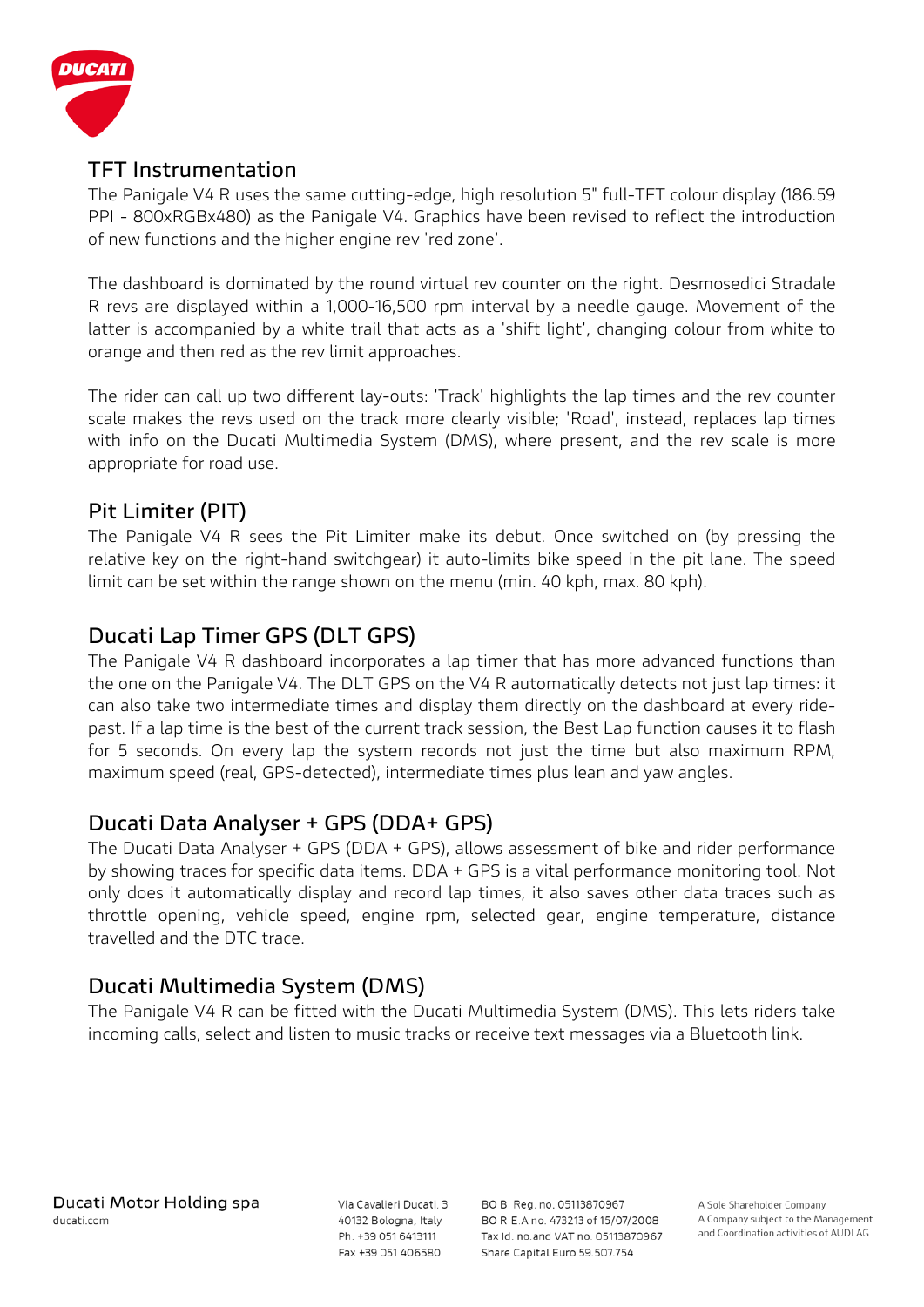## TFT Instrumentation

The Panigale V4 R uses the same cutting-edge, high resolution 5" full-TFT colour display (186.59 PPI - 800xRGBx480) as the Panigale V4. Graphics have been revised to reflect the introduction of new functions and the higher engine rev 'red zone'.

The dashboard is dominated by the round virtual rev counter on the right. Desmosedici Stradale R revs are displayed within a 1,000-16,500 rpm interval by a needle gauge. Movement of the latter is accompanied by a white trail that acts as a 'shift light', changing colour from white to orange and then red as the rev limit approaches.

The rider can call up two different lay-outs: 'Track' highlights the lap times and the rev counter scale makes the revs used on the track more clearly visible; 'Road', instead, replaces lap times with info on the Ducati Multimedia System (DMS), where present, and the rev scale is more appropriate for road use.

## Pit Limiter (PIT)

The Panigale V4 R sees the Pit Limiter make its debut. Once switched on (by pressing the relative key on the right-hand switchgear) it auto-limits bike speed in the pit lane. The speed limit can be set within the range shown on the menu (min. 40 kph, max. 80 kph).

## Ducati Lap Timer GPS (DLT GPS)

The Panigale V4 R dashboard incorporates a lap timer that has more advanced functions than the one on the Panigale V4. The DLT GPS on the V4 R automatically detects not just lap times: it can also take two intermediate times and display them directly on the dashboard at every ride-past. If a lap time is the best of the current track session, the Best Lap function causes it to flash for 5 seconds. On every lap the system records not just the time but also maximum RPM, maximum speed (real, GPS-detected), intermediate times plus lean and yaw angles.

## Ducati Data Analyser + GPS (DDA+ GPS)

The Ducati Data Analyser + GPS (DDA + GPS), allows assessment of bike and rider performance by showing traces for specific data items. DDA + GPS is a vital performance monitoring tool. Not only does it automatically display and record lap times, it also saves other data traces such as throttle opening, vehicle speed, engine rpm, selected gear, engine temperature, distance travelled and the DTC trace.

## Ducati Multimedia System (DMS)

The Panigale V4 R can be fitted with the Ducati Multimedia System (DMS). This lets riders take incoming calls, select and listen to music tracks or receive text messages via a Bluetooth link.